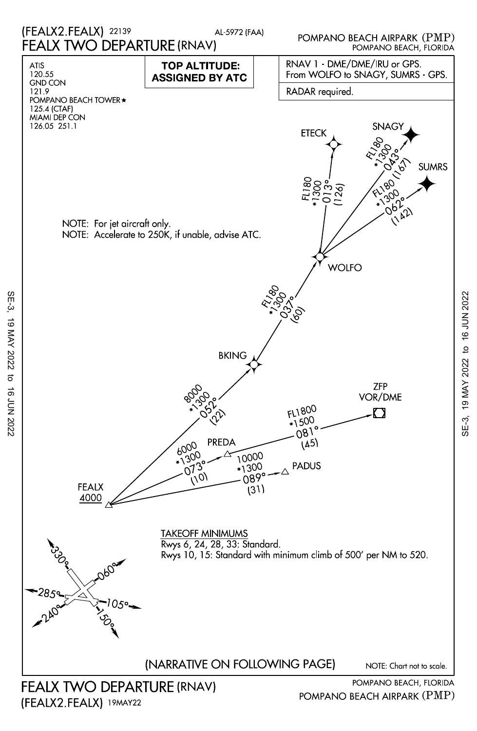# FEALX TWO DEPARTURE (RNAV)

(FEALX2.FEALX) 22139

AL-5972 (FAA)

POMPANO BEACH AIRPARK (PMP)
POMPANO BEACH, FLORIDA

ATIS
120.55
GND CON
121.9
POMPANO BEACH TOWER ★
125.4 (CTAF)
MIAMI DEP CON
126.05 251.1

**TOP ALTITUDE: ASSIGNED BY ATC**

RNAV 1 - DME/DME/IRU or GPS.
From WOLFO to SNAGY, SUMRS - GPS.

RADAR required.

NOTE: For jet aircraft only.
NOTE: Accelerate to 250K, if unable, advise ATC.

FEALX
4000

FEALX → BKING: 8000, *1300, 052°, (22)

BKING → WOLFO: FL180, *1300, 037°, (60)

WOLFO → ETECK: FL180, *1300, 013°, (126)

WOLFO → SNAGY: FL180, *1300, 043°, (167)

WOLFO → SUMRS: FL180, *1300, 062°, (142)

FEALX → PREDA: 6000, *1300, 073°, (10)

PREDA → ZFP VOR/DME: FL1800, *1500, 081°, (45)

FEALX → PADUS: 10000, *1300, 089°, (31)

TAKEOFF MINIMUMS
Rwys 6, 24, 28, 33: Standard.
Rwys 10, 15: Standard with minimum climb of 500' per NM to 520.

330° 060° 285° 105° 240° 150°

(NARRATIVE ON FOLLOWING PAGE)

NOTE: Chart not to scale.

SE-3, 19 MAY 2022 to 16 JUN 2022

FEALX TWO DEPARTURE (RNAV)
(FEALX2.FEALX) 19MAY22

POMPANO BEACH, FLORIDA
POMPANO BEACH AIRPARK (PMP)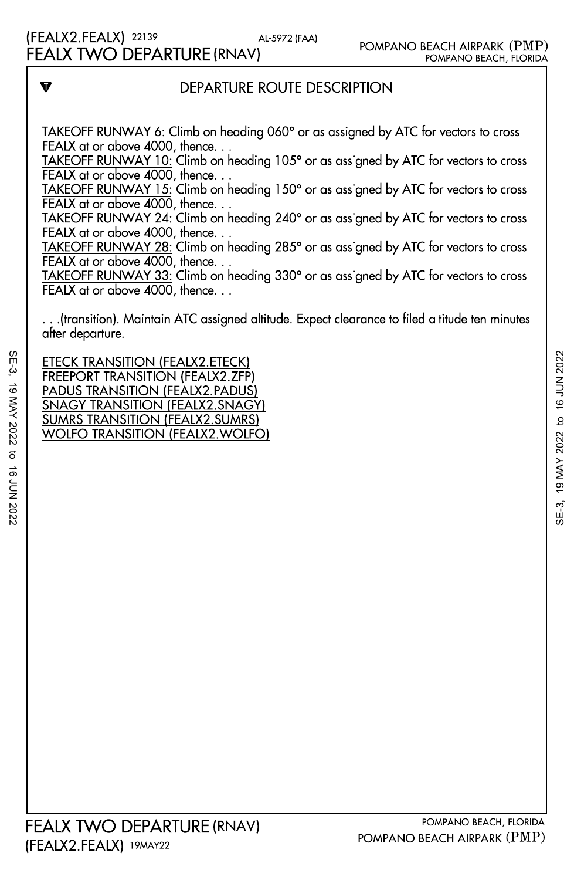# (FEALX2.FEALX) 22139 AL-5972 (FAA)
# FEALX TWO DEPARTURE (RNAV)

POMPANO BEACH AIRPARK (PMP)
POMPANO BEACH, FLORIDA

## DEPARTURE ROUTE DESCRIPTION

TAKEOFF RUNWAY 6: Climb on heading 060° or as assigned by ATC for vectors to cross FEALX at or above 4000, thence. . .
TAKEOFF RUNWAY 10: Climb on heading 105° or as assigned by ATC for vectors to cross FEALX at or above 4000, thence. . .
TAKEOFF RUNWAY 15: Climb on heading 150° or as assigned by ATC for vectors to cross FEALX at or above 4000, thence. . .
TAKEOFF RUNWAY 24: Climb on heading 240° or as assigned by ATC for vectors to cross FEALX at or above 4000, thence. . .
TAKEOFF RUNWAY 28: Climb on heading 285° or as assigned by ATC for vectors to cross FEALX at or above 4000, thence. . .
TAKEOFF RUNWAY 33: Climb on heading 330° or as assigned by ATC for vectors to cross FEALX at or above 4000, thence. . .

. . .(transition). Maintain ATC assigned altitude. Expect clearance to filed altitude ten minutes after departure.

ETECK TRANSITION (FEALX2.ETECK)
FREEPORT TRANSITION (FEALX2.ZFP)
PADUS TRANSITION (FEALX2.PADUS)
SNAGY TRANSITION (FEALX2.SNAGY)
SUMRS TRANSITION (FEALX2.SUMRS)
WOLFO TRANSITION (FEALX2.WOLFO)